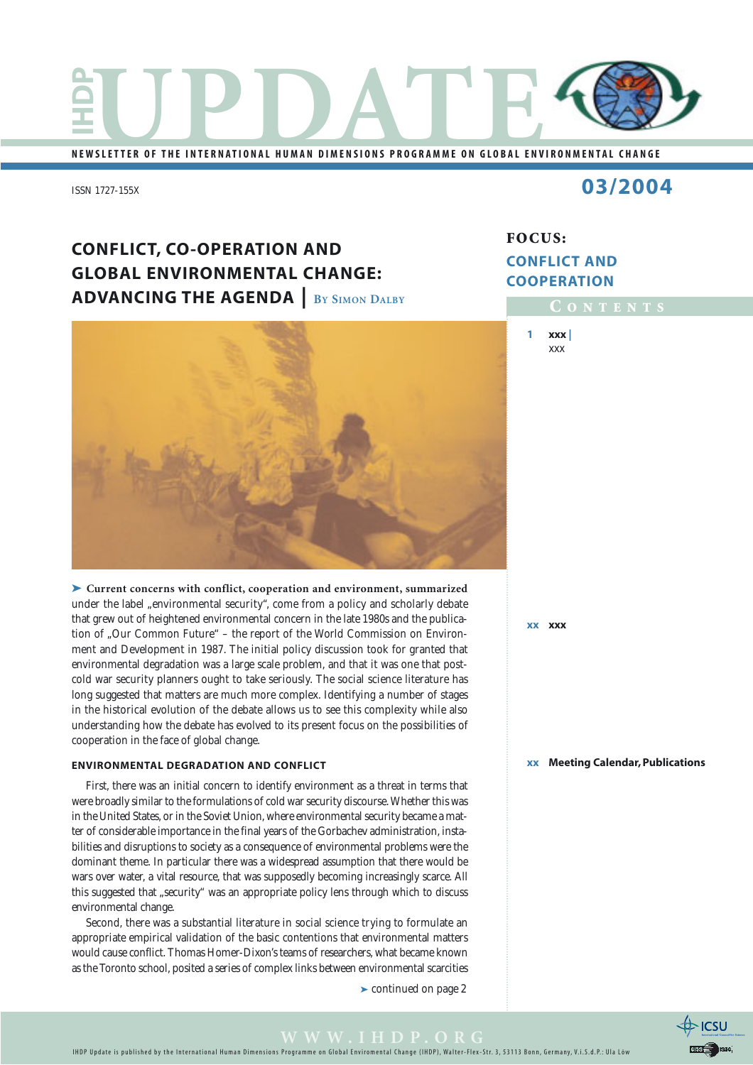# IHDP UPDATE

NEWSLETTER OF THE INTERNATIONAL HUMAN DIMENSIONS PROGRAMME ON GLOBAL ENVIRONMENTAL CHANGE

ISSN 1727-155X

03/2004

## CONFLICT, CO-OPERATION AND GLOBAL ENVIRONMENTAL CHANGE: ADVANCING THE AGENDA | By Simon Dalby

➤ **Current concerns with conflict, cooperation and environment, summarized** under the label „environmental security", come from a policy and scholarly debate that grew out of heightened environmental concern in the late 1980s and the publication of „Our Common Future" – the report of the World Commission on Environment and Development in 1987. The initial policy discussion took for granted that environmental degradation was a large scale problem, and that it was one that post-cold war security planners ought to take seriously. The social science literature has long suggested that matters are much more complex. Identifying a number of stages in the historical evolution of the debate allows us to see this complexity while also understanding how the debate has evolved to its present focus on the possibilities of cooperation in the face of global change.

### ENVIRONMENTAL DEGRADATION AND CONFLICT

First, there was an initial concern to identify environment as a threat in terms that were broadly similar to the formulations of cold war security discourse. Whether this was in the United States, or in the Soviet Union, where environmental security became a matter of considerable importance in the final years of the Gorbachev administration, instabilities and disruptions to society as a consequence of environmental problems were the dominant theme. In particular there was a widespread assumption that there would be wars over water, a vital resource, that was supposedly becoming increasingly scarce. All this suggested that „security" was an appropriate policy lens through which to discuss environmental change.

Second, there was a substantial literature in social science trying to formulate an appropriate empirical validation of the basic contentions that environmental matters would cause conflict. Thomas Homer-Dixon's teams of researchers, what became known as the Toronto school, posited a series of complex links between environmental scarcities

➤ continued on page 2

**FOCUS: CONFLICT AND COOPERATION**

**CONTENTS**

1 **xxx** | xxx

xx **xxx**

xx **Meeting Calendar, Publications**

WWW.IHDP.ORG

IHDP Update is published by the International Human Dimensions Programme on Global Enviromental Change (IHDP), Walter-Flex-Str. 3, 53113 Bonn, Germany, V.i.S.d.P.: Ula Löw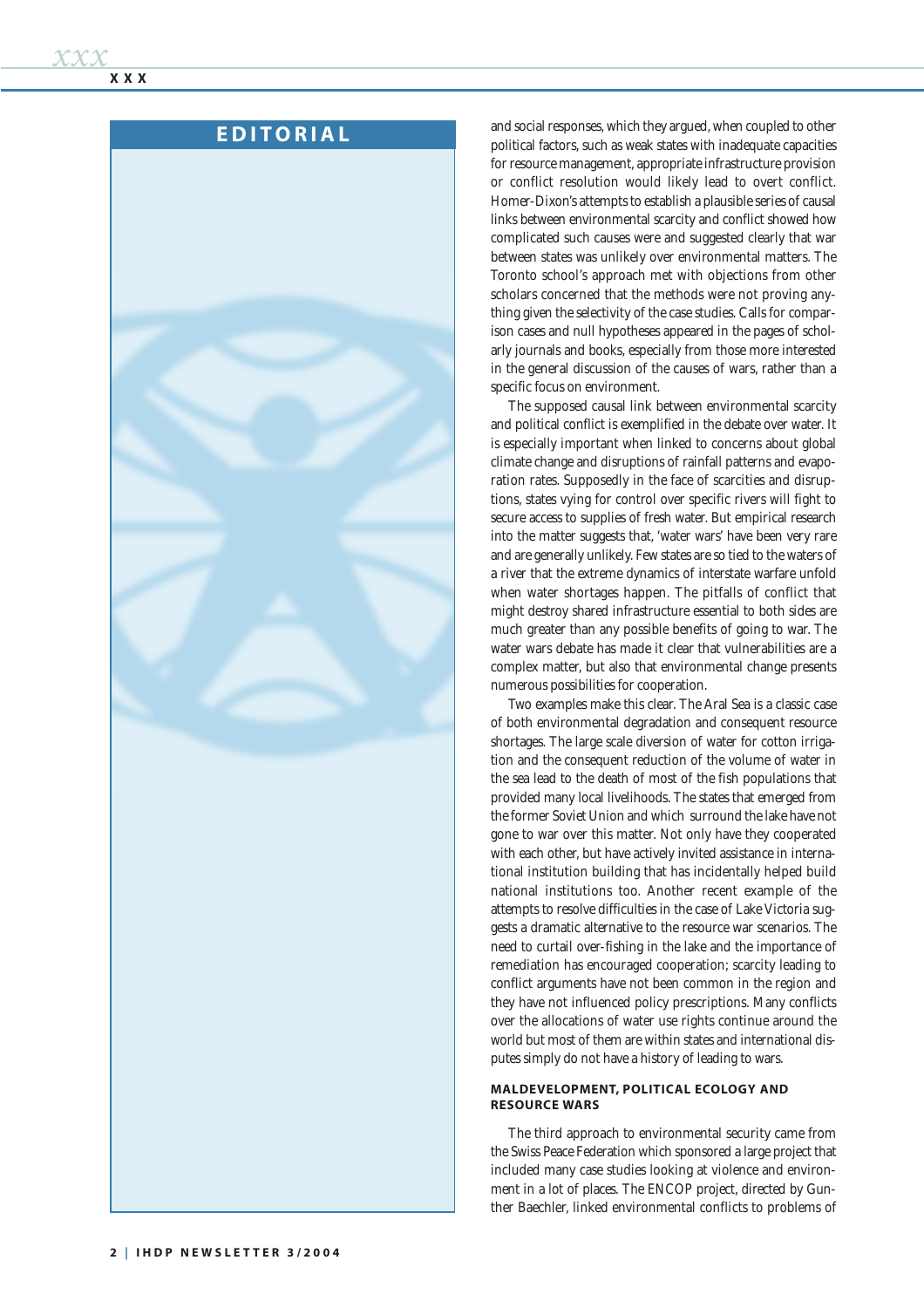## EDITORIAL

and social responses, which they argued, when coupled to other political factors, such as weak states with inadequate capacities for resource management, appropriate infrastructure provision or conflict resolution would likely lead to overt conflict. Homer-Dixon's attempts to establish a plausible series of causal links between environmental scarcity and conflict showed how complicated such causes were and suggested clearly that war between states was unlikely over environmental matters. The Toronto school's approach met with objections from other scholars concerned that the methods were not proving anything given the selectivity of the case studies. Calls for comparison cases and null hypotheses appeared in the pages of scholarly journals and books, especially from those more interested in the general discussion of the causes of wars, rather than a specific focus on environment.

The supposed causal link between environmental scarcity and political conflict is exemplified in the debate over water. It is especially important when linked to concerns about global climate change and disruptions of rainfall patterns and evaporation rates. Supposedly in the face of scarcities and disruptions, states vying for control over specific rivers will fight to secure access to supplies of fresh water. But empirical research into the matter suggests that, 'water wars' have been very rare and are generally unlikely. Few states are so tied to the waters of a river that the extreme dynamics of interstate warfare unfold when water shortages happen. The pitfalls of conflict that might destroy shared infrastructure essential to both sides are much greater than any possible benefits of going to war. The water wars debate has made it clear that vulnerabilities are a complex matter, but also that environmental change presents numerous possibilities for cooperation.

Two examples make this clear. The Aral Sea is a classic case of both environmental degradation and consequent resource shortages. The large scale diversion of water for cotton irrigation and the consequent reduction of the volume of water in the sea lead to the death of most of the fish populations that provided many local livelihoods. The states that emerged from the former Soviet Union and which surround the lake have not gone to war over this matter. Not only have they cooperated with each other, but have actively invited assistance in international institution building that has incidentally helped build national institutions too. Another recent example of the attempts to resolve difficulties in the case of Lake Victoria suggests a dramatic alternative to the resource war scenarios. The need to curtail over-fishing in the lake and the importance of remediation has encouraged cooperation; scarcity leading to conflict arguments have not been common in the region and they have not influenced policy prescriptions. Many conflicts over the allocations of water use rights continue around the world but most of them are within states and international disputes simply do not have a history of leading to wars.

### MALDEVELOPMENT, POLITICAL ECOLOGY AND RESOURCE WARS

The third approach to environmental security came from the Swiss Peace Federation which sponsored a large project that included many case studies looking at violence and environment in a lot of places. The ENCOP project, directed by Gunther Baechler, linked environmental conflicts to problems of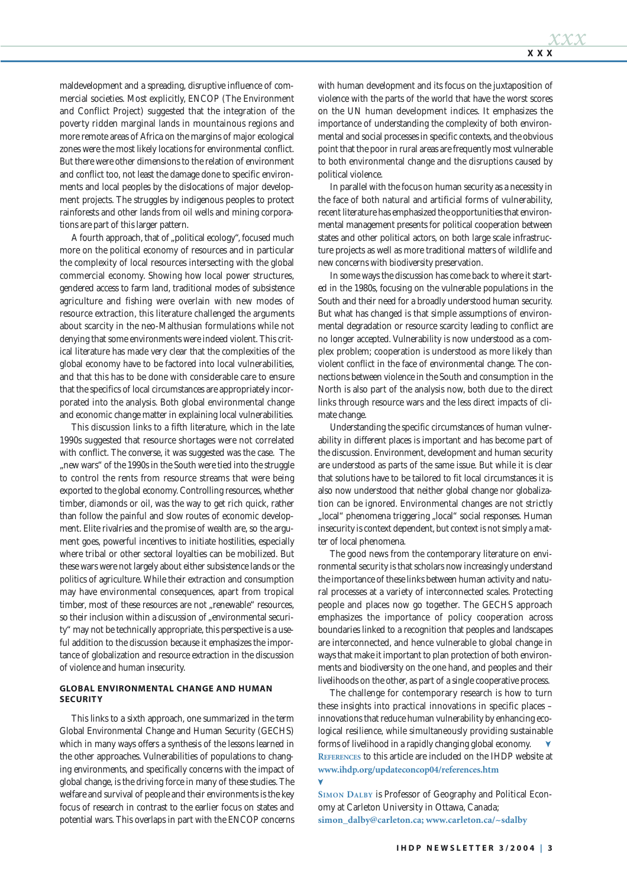maldevelopment and a spreading, disruptive influence of commercial societies. Most explicitly, ENCOP (The Environment and Conflict Project) suggested that the integration of the poverty ridden marginal lands in mountainous regions and more remote areas of Africa on the margins of major ecological zones were the most likely locations for environmental conflict. But there were other dimensions to the relation of environment and conflict too, not least the damage done to specific environments and local peoples by the dislocations of major development projects. The struggles by indigenous peoples to protect rainforests and other lands from oil wells and mining corporations are part of this larger pattern.

A fourth approach, that of „political ecology", focused much more on the political economy of resources and in particular the complexity of local resources intersecting with the global commercial economy. Showing how local power structures, gendered access to farm land, traditional modes of subsistence agriculture and fishing were overlain with new modes of resource extraction, this literature challenged the arguments about scarcity in the neo-Malthusian formulations while not denying that some environments were indeed violent. This critical literature has made very clear that the complexities of the global economy have to be factored into local vulnerabilities, and that this has to be done with considerable care to ensure that the specifics of local circumstances are appropriately incorporated into the analysis. Both global environmental change and economic change matter in explaining local vulnerabilities.

This discussion links to a fifth literature, which in the late 1990s suggested that resource shortages were not correlated with conflict. The converse, it was suggested was the case. The „new wars" of the 1990s in the South were tied into the struggle to control the rents from resource streams that were being exported to the global economy. Controlling resources, whether timber, diamonds or oil, was the way to get rich quick, rather than follow the painful and slow routes of economic development. Elite rivalries and the promise of wealth are, so the argument goes, powerful incentives to initiate hostilities, especially where tribal or other sectoral loyalties can be mobilized. But these wars were not largely about either subsistence lands or the politics of agriculture. While their extraction and consumption may have environmental consequences, apart from tropical timber, most of these resources are not „renewable" resources, so their inclusion within a discussion of „environmental security" may not be technically appropriate, this perspective is a useful addition to the discussion because it emphasizes the importance of globalization and resource extraction in the discussion of violence and human insecurity.

## GLOBAL ENVIRONMENTAL CHANGE AND HUMAN SECURITY

This links to a sixth approach, one summarized in the term Global Environmental Change and Human Security (GECHS) which in many ways offers a synthesis of the lessons learned in the other approaches. Vulnerabilities of populations to changing environments, and specifically concerns with the impact of global change, is the driving force in many of these studies. The welfare and survival of people and their environments is the key focus of research in contrast to the earlier focus on states and potential wars. This overlaps in part with the ENCOP concerns with human development and its focus on the juxtaposition of violence with the parts of the world that have the worst scores on the UN human development indices. It emphasizes the importance of understanding the complexity of both environmental and social processes in specific contexts, and the obvious point that the poor in rural areas are frequently most vulnerable to both environmental change and the disruptions caused by political violence.

In parallel with the focus on human security as a necessity in the face of both natural and artificial forms of vulnerability, recent literature has emphasized the opportunities that environmental management presents for political cooperation between states and other political actors, on both large scale infrastructure projects as well as more traditional matters of wildlife and new concerns with biodiversity preservation.

In some ways the discussion has come back to where it started in the 1980s, focusing on the vulnerable populations in the South and their need for a broadly understood human security. But what has changed is that simple assumptions of environmental degradation or resource scarcity leading to conflict are no longer accepted. Vulnerability is now understood as a complex problem; cooperation is understood as more likely than violent conflict in the face of environmental change. The connections between violence in the South and consumption in the North is also part of the analysis now, both due to the direct links through resource wars and the less direct impacts of climate change.

Understanding the specific circumstances of human vulnerability in different places is important and has become part of the discussion. Environment, development and human security are understood as parts of the same issue. But while it is clear that solutions have to be tailored to fit local circumstances it is also now understood that neither global change nor globalization can be ignored. Environmental changes are not strictly „local" phenomena triggering „local" social responses. Human insecurity is context dependent, but context is not simply a matter of local phenomena.

The good news from the contemporary literature on environmental security is that scholars now increasingly understand the importance of these links between human activity and natural processes at a variety of interconnected scales. Protecting people and places now go together. The GECHS approach emphasizes the importance of policy cooperation across boundaries linked to a recognition that peoples and landscapes are interconnected, and hence vulnerable to global change in ways that make it important to plan protection of both environments and biodiversity on the one hand, and peoples and their livelihoods on the other, as part of a single cooperative process.

The challenge for contemporary research is how to turn these insights into practical innovations in specific places – innovations that reduce human vulnerability by enhancing ecological resilience, while simultaneously providing sustainable forms of livelihood in a rapidly changing global economy. ▼

**References** to this article are included on the IHDP website at **www.ihdp.org/updateconcop04/references.htm**

▼

**Simon Dalby** is Professor of Geography and Political Economy at Carleton University in Ottawa, Canada; **simon_dalby@carleton.ca; www.carleton.ca/~sdalby**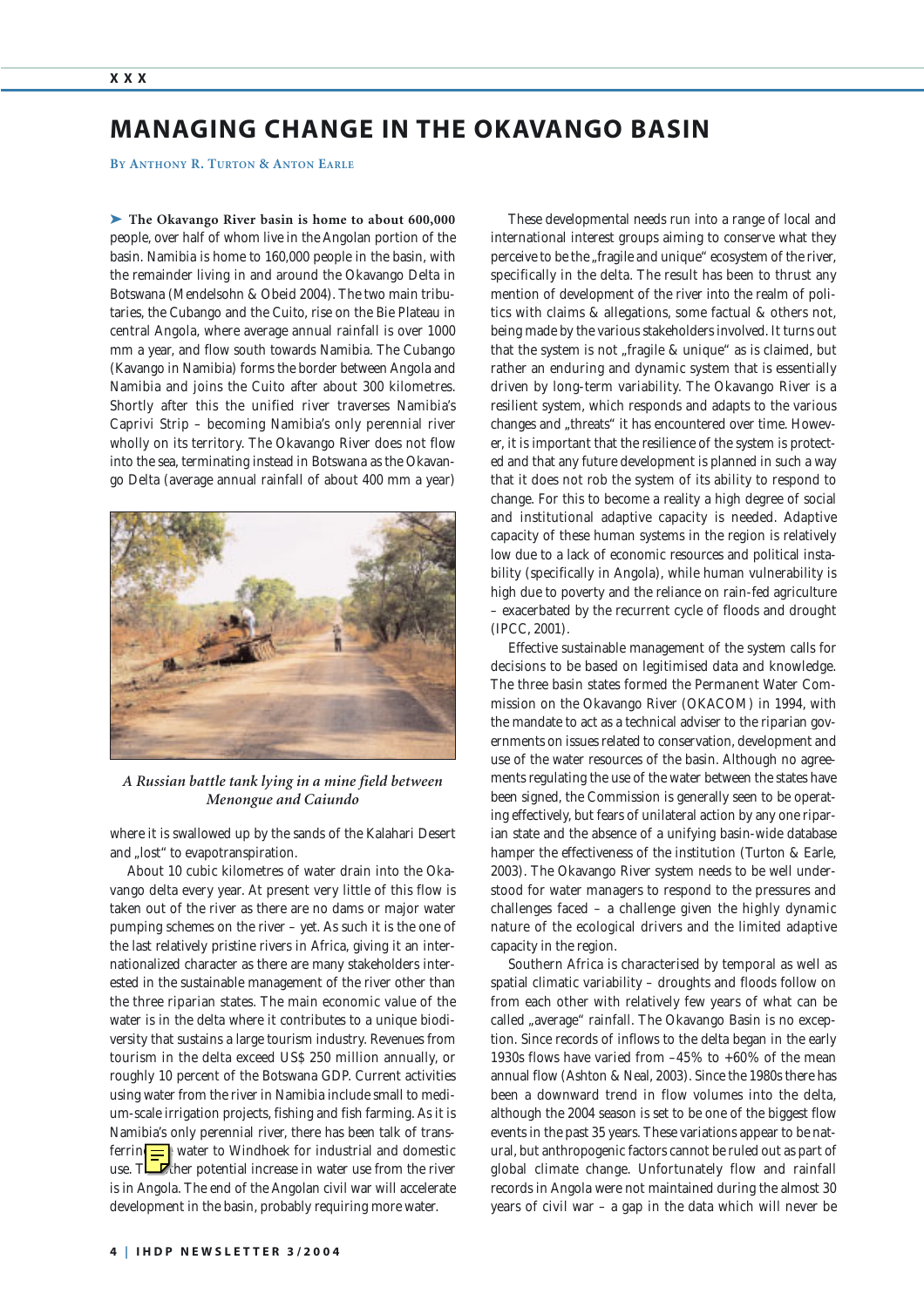# MANAGING CHANGE IN THE OKAVANGO BASIN

By Anthony R. Turton & Anton Earle

➤ **The Okavango River basin is home to about 600,000** people, over half of whom live in the Angolan portion of the basin. Namibia is home to 160,000 people in the basin, with the remainder living in and around the Okavango Delta in Botswana (Mendelsohn & Obeid 2004). The two main tributaries, the Cubango and the Cuito, rise on the Bie Plateau in central Angola, where average annual rainfall is over 1000 mm a year, and flow south towards Namibia. The Cubango (Kavango in Namibia) forms the border between Angola and Namibia and joins the Cuito after about 300 kilometres. Shortly after this the unified river traverses Namibia's Caprivi Strip – becoming Namibia's only perennial river wholly on its territory. The Okavango River does not flow into the sea, terminating instead in Botswana as the Okavango Delta (average annual rainfall of about 400 mm a year)

*A Russian battle tank lying in a mine field between Menongue and Caiundo*

where it is swallowed up by the sands of the Kalahari Desert and „lost" to evapotranspiration.

About 10 cubic kilometres of water drain into the Okavango delta every year. At present very little of this flow is taken out of the river as there are no dams or major water pumping schemes on the river – yet. As such it is the one of the last relatively pristine rivers in Africa, giving it an internationalized character as there are many stakeholders interested in the sustainable management of the river other than the three riparian states. The main economic value of the water is in the delta where it contributes to a unique biodiversity that sustains a large tourism industry. Revenues from tourism in the delta exceed US$ 250 million annually, or roughly 10 percent of the Botswana GDP. Current activities using water from the river in Namibia include small to medium-scale irrigation projects, fishing and fish farming. As it is Namibia's only perennial river, there has been talk of transferring water to Windhoek for industrial and domestic use. The other potential increase in water use from the river is in Angola. The end of the Angolan civil war will accelerate development in the basin, probably requiring more water.

These developmental needs run into a range of local and international interest groups aiming to conserve what they perceive to be the „fragile and unique" ecosystem of the river, specifically in the delta. The result has been to thrust any mention of development of the river into the realm of politics with claims & allegations, some factual & others not, being made by the various stakeholders involved. It turns out that the system is not „fragile & unique" as is claimed, but rather an enduring and dynamic system that is essentially driven by long-term variability. The Okavango River is a resilient system, which responds and adapts to the various changes and „threats" it has encountered over time. However, it is important that the resilience of the system is protected and that any future development is planned in such a way that it does not rob the system of its ability to respond to change. For this to become a reality a high degree of social and institutional adaptive capacity is needed. Adaptive capacity of these human systems in the region is relatively low due to a lack of economic resources and political instability (specifically in Angola), while human vulnerability is high due to poverty and the reliance on rain-fed agriculture – exacerbated by the recurrent cycle of floods and drought (IPCC, 2001).

Effective sustainable management of the system calls for decisions to be based on legitimised data and knowledge. The three basin states formed the Permanent Water Commission on the Okavango River (OKACOM) in 1994, with the mandate to act as a technical adviser to the riparian governments on issues related to conservation, development and use of the water resources of the basin. Although no agreements regulating the use of the water between the states have been signed, the Commission is generally seen to be operating effectively, but fears of unilateral action by any one riparian state and the absence of a unifying basin-wide database hamper the effectiveness of the institution (Turton & Earle, 2003). The Okavango River system needs to be well understood for water managers to respond to the pressures and challenges faced – a challenge given the highly dynamic nature of the ecological drivers and the limited adaptive capacity in the region.

Southern Africa is characterised by temporal as well as spatial climatic variability – droughts and floods follow on from each other with relatively few years of what can be called „average" rainfall. The Okavango Basin is no exception. Since records of inflows to the delta began in the early 1930s flows have varied from –45% to +60% of the mean annual flow (Ashton & Neal, 2003). Since the 1980s there has been a downward trend in flow volumes into the delta, although the 2004 season is set to be one of the biggest flow events in the past 35 years. These variations appear to be natural, but anthropogenic factors cannot be ruled out as part of global climate change. Unfortunately flow and rainfall records in Angola were not maintained during the almost 30 years of civil war – a gap in the data which will never be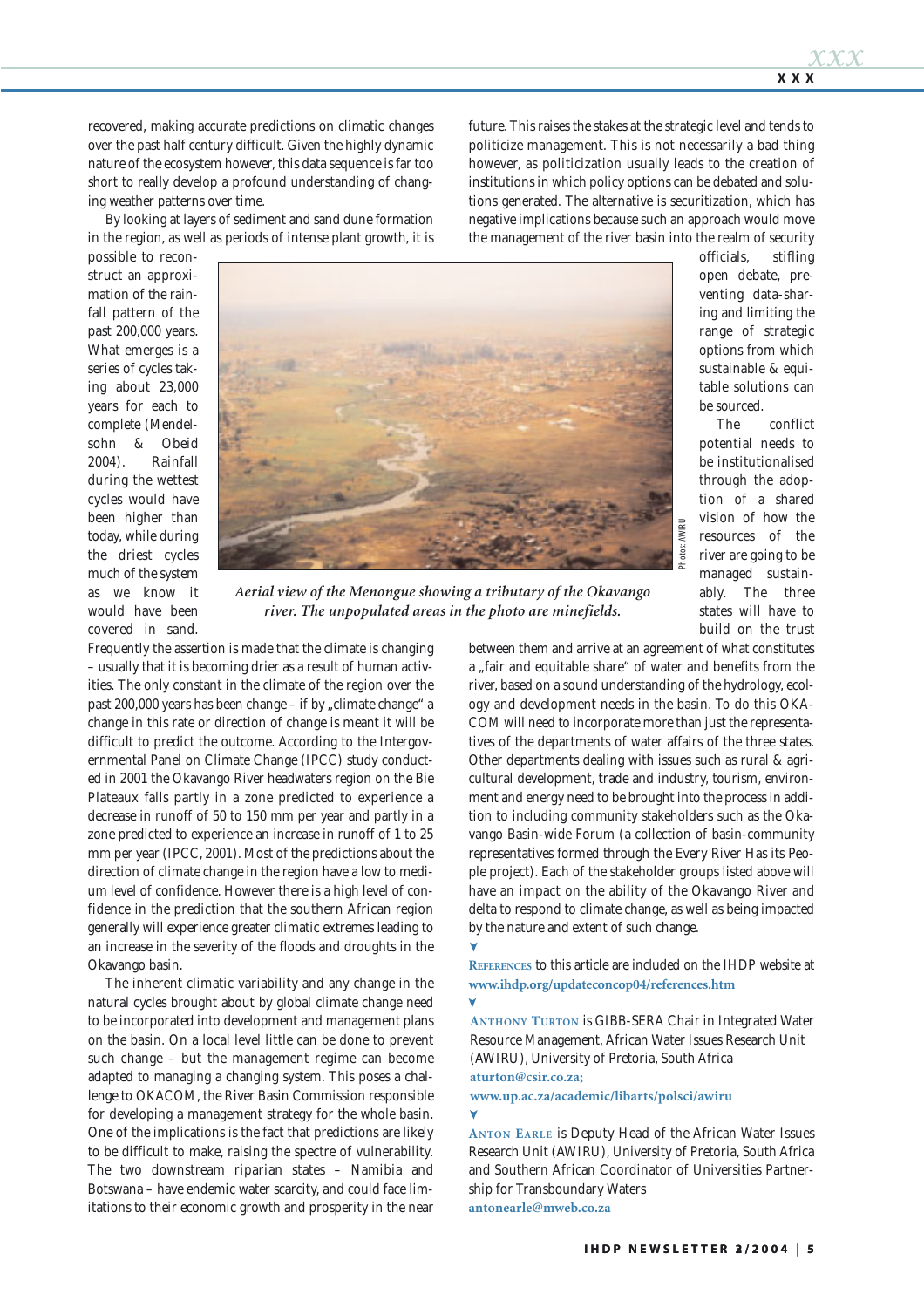recovered, making accurate predictions on climatic changes over the past half century difficult. Given the highly dynamic nature of the ecosystem however, this data sequence is far too short to really develop a profound understanding of changing weather patterns over time.

By looking at layers of sediment and sand dune formation in the region, as well as periods of intense plant growth, it is possible to reconstruct an approximation of the rainfall pattern of the past 200,000 years. What emerges is a series of cycles taking about 23,000 years for each to complete (Mendelsohn & Obeid 2004). Rainfall during the wettest cycles would have been higher than today, while during the driest cycles much of the system as we know it would have been covered in sand. Frequently the assertion is made that the climate is changing – usually that it is becoming drier as a result of human activities. The only constant in the climate of the region over the past 200,000 years has been change – if by „climate change" a change in this rate or direction of change is meant it will be difficult to predict the outcome. According to the Intergovernmental Panel on Climate Change (IPCC) study conducted in 2001 the Okavango River headwaters region on the Bie Plateaux falls partly in a zone predicted to experience a decrease in runoff of 50 to 150 mm per year and partly in a zone predicted to experience an increase in runoff of 1 to 25 mm per year (IPCC, 2001). Most of the predictions about the direction of climate change in the region have a low to medium level of confidence. However there is a high level of confidence in the prediction that the southern African region generally will experience greater climatic extremes leading to an increase in the severity of the floods and droughts in the Okavango basin.

*Aerial view of the Menongue showing a tributary of the Okavango river. The unpopulated areas in the photo are minefields.*

Photos: AWIRU

The inherent climatic variability and any change in the natural cycles brought about by global climate change need to be incorporated into development and management plans on the basin. On a local level little can be done to prevent such change – but the management regime can become adapted to managing a changing system. This poses a challenge to OKACOM, the River Basin Commission responsible for developing a management strategy for the whole basin. One of the implications is the fact that predictions are likely to be difficult to make, raising the spectre of vulnerability. The two downstream riparian states – Namibia and Botswana – have endemic water scarcity, and could face limitations to their economic growth and prosperity in the near future. This raises the stakes at the strategic level and tends to politicize management. This is not necessarily a bad thing however, as politicization usually leads to the creation of institutions in which policy options can be debated and solutions generated. The alternative is securitization, which has negative implications because such an approach would move the management of the river basin into the realm of security officials, stifling open debate, preventing data-sharing and limiting the range of strategic options from which sustainable & equitable solutions can be sourced.

The conflict potential needs to be institutionalised through the adoption of a shared vision of how the resources of the river are going to be managed sustainably. The three states will have to build on the trust between them and arrive at an agreement of what constitutes a „fair and equitable share" of water and benefits from the river, based on a sound understanding of the hydrology, ecology and development needs in the basin. To do this OKACOM will need to incorporate more than just the representatives of the departments of water affairs of the three states. Other departments dealing with issues such as rural & agricultural development, trade and industry, tourism, environment and energy need to be brought into the process in addition to including community stakeholders such as the Okavango Basin-wide Forum (a collection of basin-community representatives formed through the Every River Has its People project). Each of the stakeholder groups listed above will have an impact on the ability of the Okavango River and delta to respond to climate change, as well as being impacted by the nature and extent of such change.

REFERENCES to this article are included on the IHDP website at **www.ihdp.org/updateconcop04/references.htm**

ANTHONY TURTON is GIBB-SERA Chair in Integrated Water Resource Management, African Water Issues Research Unit (AWIRU), University of Pretoria, South Africa
**aturton@csir.co.za;**
**www.up.ac.za/academic/libarts/polsci/awiru**

ANTON EARLE is Deputy Head of the African Water Issues Research Unit (AWIRU), University of Pretoria, South Africa and Southern African Coordinator of Universities Partnership for Transboundary Waters
**antonearle@mweb.co.za**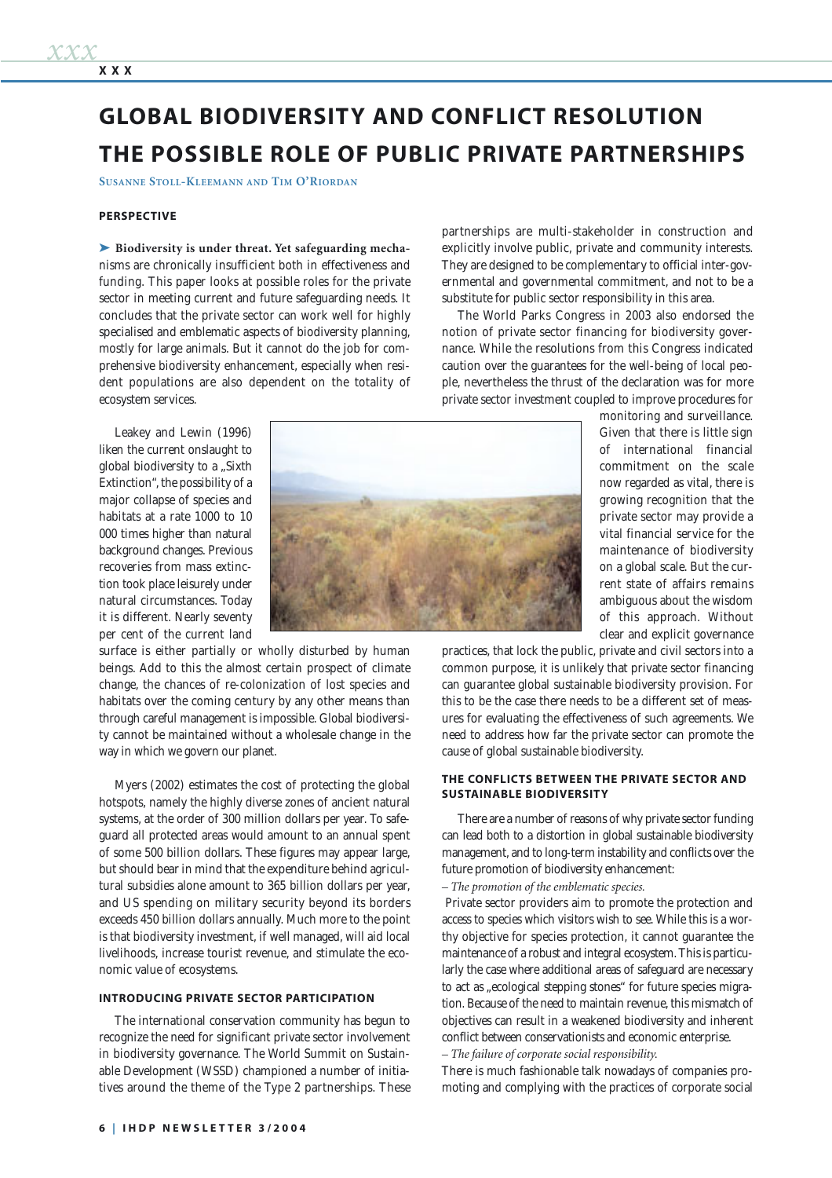# GLOBAL BIODIVERSITY AND CONFLICT RESOLUTION THE POSSIBLE ROLE OF PUBLIC PRIVATE PARTNERSHIPS

Susanne Stoll-Kleemann and Tim O'Riordan

## PERSPECTIVE

➤ **Biodiversity is under threat. Yet safeguarding mechanisms** are chronically insufficient both in effectiveness and funding. This paper looks at possible roles for the private sector in meeting current and future safeguarding needs. It concludes that the private sector can work well for highly specialised and emblematic aspects of biodiversity planning, mostly for large animals. But it cannot do the job for comprehensive biodiversity enhancement, especially when resident populations are also dependent on the totality of ecosystem services.

Leakey and Lewin (1996) liken the current onslaught to global biodiversity to a „Sixth Extinction", the possibility of a major collapse of species and habitats at a rate 1000 to 10 000 times higher than natural background changes. Previous recoveries from mass extinction took place leisurely under natural circumstances. Today it is different. Nearly seventy per cent of the current land surface is either partially or wholly disturbed by human beings. Add to this the almost certain prospect of climate change, the chances of re-colonization of lost species and habitats over the coming century by any other means than through careful management is impossible. Global biodiversity cannot be maintained without a wholesale change in the way in which we govern our planet.

Myers (2002) estimates the cost of protecting the global hotspots, namely the highly diverse zones of ancient natural systems, at the order of 300 million dollars per year. To safeguard all protected areas would amount to an annual spent of some 500 billion dollars. These figures may appear large, but should bear in mind that the expenditure behind agricultural subsidies alone amount to 365 billion dollars per year, and US spending on military security beyond its borders exceeds 450 billion dollars annually. Much more to the point is that biodiversity investment, if well managed, will aid local livelihoods, increase tourist revenue, and stimulate the economic value of ecosystems.

## INTRODUCING PRIVATE SECTOR PARTICIPATION

The international conservation community has begun to recognize the need for significant private sector involvement in biodiversity governance. The World Summit on Sustainable Development (WSSD) championed a number of initiatives around the theme of the Type 2 partnerships. These partnerships are multi-stakeholder in construction and explicitly involve public, private and community interests. They are designed to be complementary to official inter-governmental and governmental commitment, and not to be a substitute for public sector responsibility in this area.

The World Parks Congress in 2003 also endorsed the notion of private sector financing for biodiversity governance. While the resolutions from this Congress indicated caution over the guarantees for the well-being of local people, nevertheless the thrust of the declaration was for more private sector investment coupled to improve procedures for monitoring and surveillance. Given that there is little sign of international financial commitment on the scale now regarded as vital, there is growing recognition that the private sector may provide a vital financial service for the maintenance of biodiversity on a global scale. But the current state of affairs remains ambiguous about the wisdom of this approach. Without clear and explicit governance practices, that lock the public, private and civil sectors into a common purpose, it is unlikely that private sector financing can guarantee global sustainable biodiversity provision. For this to be the case there needs to be a different set of measures for evaluating the effectiveness of such agreements. We need to address how far the private sector can promote the cause of global sustainable biodiversity.

## THE CONFLICTS BETWEEN THE PRIVATE SECTOR AND SUSTAINABLE BIODIVERSITY

There are a number of reasons of why private sector funding can lead both to a distortion in global sustainable biodiversity management, and to long-term instability and conflicts over the future promotion of biodiversity enhancement:

*– The promotion of the emblematic species.*

Private sector providers aim to promote the protection and access to species which visitors wish to see. While this is a worthy objective for species protection, it cannot guarantee the maintenance of a robust and integral ecosystem. This is particularly the case where additional areas of safeguard are necessary to act as „ecological stepping stones" for future species migration. Because of the need to maintain revenue, this mismatch of objectives can result in a weakened biodiversity and inherent conflict between conservationists and economic enterprise.

*– The failure of corporate social responsibility.*

There is much fashionable talk nowadays of companies promoting and complying with the practices of corporate social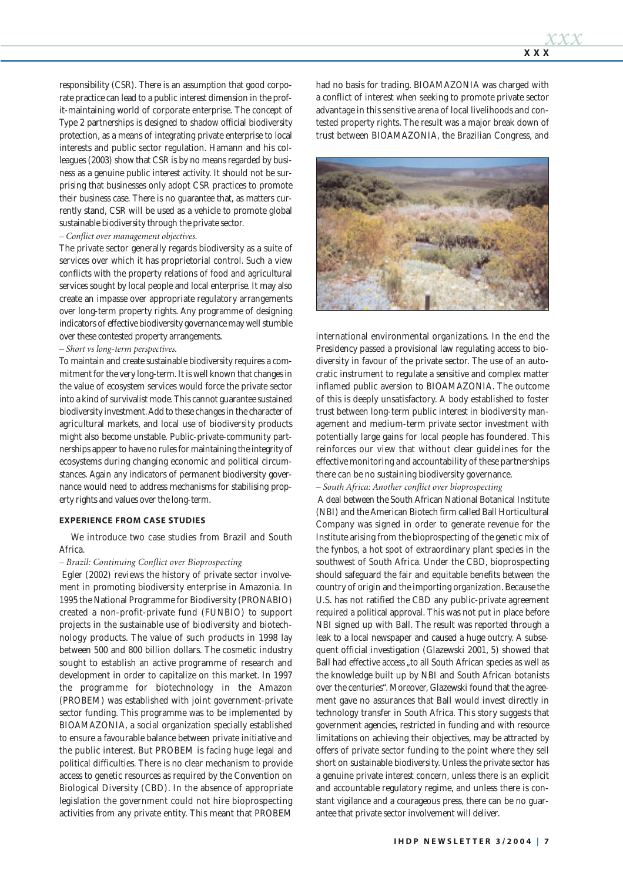responsibility (CSR). There is an assumption that good corporate practice can lead to a public interest dimension in the profit-maintaining world of corporate enterprise. The concept of Type 2 partnerships is designed to shadow official biodiversity protection, as a means of integrating private enterprise to local interests and public sector regulation. Hamann and his colleagues (2003) show that CSR is by no means regarded by business as a genuine public interest activity. It should not be surprising that businesses only adopt CSR practices to promote their business case. There is no guarantee that, as matters currently stand, CSR will be used as a vehicle to promote global sustainable biodiversity through the private sector.

*– Conflict over management objectives.*

The private sector generally regards biodiversity as a suite of services over which it has proprietorial control. Such a view conflicts with the property relations of food and agricultural services sought by local people and local enterprise. It may also create an impasse over appropriate regulatory arrangements over long-term property rights. Any programme of designing indicators of effective biodiversity governance may well stumble over these contested property arrangements.

*– Short vs long-term perspectives.*

To maintain and create sustainable biodiversity requires a commitment for the very long-term. It is well known that changes in the value of ecosystem services would force the private sector into a kind of survivalist mode. This cannot guarantee sustained biodiversity investment. Add to these changes in the character of agricultural markets, and local use of biodiversity products might also become unstable. Public-private-community partnerships appear to have no rules for maintaining the integrity of ecosystems during changing economic and political circumstances. Again any indicators of permanent biodiversity governance would need to address mechanisms for stabilising property rights and values over the long-term.

## EXPERIENCE FROM CASE STUDIES

We introduce two case studies from Brazil and South Africa.

*– Brazil: Continuing Conflict over Bioprospecting*

Egler (2002) reviews the history of private sector involvement in promoting biodiversity enterprise in Amazonia. In 1995 the National Programme for Biodiversity (PRONABIO) created a non-profit-private fund (FUNBIO) to support projects in the sustainable use of biodiversity and biotechnology products. The value of such products in 1998 lay between 500 and 800 billion dollars. The cosmetic industry sought to establish an active programme of research and development in order to capitalize on this market. In 1997 the programme for biotechnology in the Amazon (PROBEM) was established with joint government-private sector funding. This programme was to be implemented by BIOAMAZONIA, a social organization specially established to ensure a favourable balance between private initiative and the public interest. But PROBEM is facing huge legal and political difficulties. There is no clear mechanism to provide access to genetic resources as required by the Convention on Biological Diversity (CBD). In the absence of appropriate legislation the government could not hire bioprospecting activities from any private entity. This meant that PROBEM had no basis for trading. BIOAMAZONIA was charged with a conflict of interest when seeking to promote private sector advantage in this sensitive arena of local livelihoods and contested property rights. The result was a major break down of trust between BIOAMAZONIA, the Brazilian Congress, and international environmental organizations. In the end the Presidency passed a provisional law regulating access to biodiversity in favour of the private sector. The use of an autocratic instrument to regulate a sensitive and complex matter inflamed public aversion to BIOAMAZONIA. The outcome of this is deeply unsatisfactory. A body established to foster trust between long-term public interest in biodiversity management and medium-term private sector investment with potentially large gains for local people has foundered. This reinforces our view that without clear guidelines for the effective monitoring and accountability of these partnerships there can be no sustaining biodiversity governance.

*– South Africa: Another conflict over bioprospecting*

A deal between the South African National Botanical Institute (NBI) and the American Biotech firm called Ball Horticultural Company was signed in order to generate revenue for the Institute arising from the bioprospecting of the genetic mix of the fynbos, a hot spot of extraordinary plant species in the southwest of South Africa. Under the CBD, bioprospecting should safeguard the fair and equitable benefits between the country of origin and the importing organization. Because the U.S. has not ratified the CBD any public-private agreement required a political approval. This was not put in place before NBI signed up with Ball. The result was reported through a leak to a local newspaper and caused a huge outcry. A subsequent official investigation (Glazewski 2001, 5) showed that Ball had effective access „to all South African species as well as the knowledge built up by NBI and South African botanists over the centuries". Moreover, Glazewski found that the agreement gave no assurances that Ball would invest directly in technology transfer in South Africa. This story suggests that government agencies, restricted in funding and with resource limitations on achieving their objectives, may be attracted by offers of private sector funding to the point where they sell short on sustainable biodiversity. Unless the private sector has a genuine private interest concern, unless there is an explicit and accountable regulatory regime, and unless there is constant vigilance and a courageous press, there can be no guarantee that private sector involvement will deliver.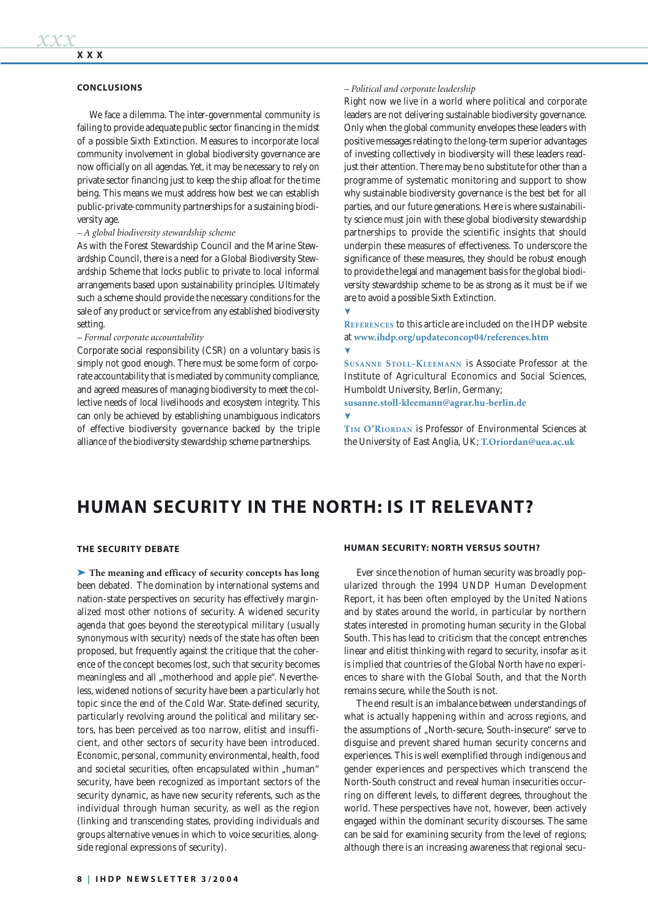## CONCLUSIONS

We face a dilemma. The inter-governmental community is failing to provide adequate public sector financing in the midst of a possible Sixth Extinction. Measures to incorporate local community involvement in global biodiversity governance are now officially on all agendas. Yet, it may be necessary to rely on private sector financing just to keep the ship afloat for the time being. This means we must address how best we can establish public-private-community partnerships for a sustaining biodiversity age.

*– A global biodiversity stewardship scheme*

As with the Forest Stewardship Council and the Marine Stewardship Council, there is a need for a Global Biodiversity Stewardship Scheme that locks public to private to local informal arrangements based upon sustainability principles. Ultimately such a scheme should provide the necessary conditions for the sale of any product or service from any established biodiversity setting.

*– Formal corporate accountability*

Corporate social responsibility (CSR) on a voluntary basis is simply not good enough. There must be some form of corporate accountability that is mediated by community compliance, and agreed measures of managing biodiversity to meet the collective needs of local livelihoods and ecosystem integrity. This can only be achieved by establishing unambiguous indicators of effective biodiversity governance backed by the triple alliance of the biodiversity stewardship scheme partnerships.

*– Political and corporate leadership*

Right now we live in a world where political and corporate leaders are not delivering sustainable biodiversity governance. Only when the global community envelopes these leaders with positive messages relating to the long-term superior advantages of investing collectively in biodiversity will these leaders readjust their attention. There may be no substitute for other than a programme of systematic monitoring and support to show why sustainable biodiversity governance is the best bet for all parties, and our future generations. Here is where sustainability science must join with these global biodiversity stewardship partnerships to provide the scientific insights that should underpin these measures of effectiveness. To underscore the significance of these measures, they should be robust enough to provide the legal and management basis for the global biodiversity stewardship scheme to be as strong as it must be if we are to avoid a possible Sixth Extinction.

**References** to this article are included on the IHDP website at **www.ihdp.org/updateconcop04/references.htm**

**Susanne Stoll-Kleemann** is Associate Professor at the Institute of Agricultural Economics and Social Sciences, Humboldt University, Berlin, Germany; **susanne.stoll-kleemann@agrar.hu-berlin.de**

**Tim O'Riordan** is Professor of Environmental Sciences at the University of East Anglia, UK; **T.Oriordan@uea.ac.uk**

# HUMAN SECURITY IN THE NORTH: IS IT RELEVANT?

## THE SECURITY DEBATE

**The meaning and efficacy of security concepts has long** been debated. The domination by international systems and nation-state perspectives on security has effectively marginalized most other notions of security. A widened security agenda that goes beyond the stereotypical military (usually synonymous with security) needs of the state has often been proposed, but frequently against the critique that the coherence of the concept becomes lost, such that security becomes meaningless and all „motherhood and apple pie". Nevertheless, widened notions of security have been a particularly hot topic since the end of the Cold War. State-defined security, particularly revolving around the political and military sectors, has been perceived as too narrow, elitist and insufficient, and other sectors of security have been introduced. Economic, personal, community environmental, health, food and societal securities, often encapsulated within „human" security, have been recognized as important sectors of the security dynamic, as have new security referents, such as the individual through human security, as well as the region (linking and transcending states, providing individuals and groups alternative venues in which to voice securities, alongside regional expressions of security).

## HUMAN SECURITY: NORTH VERSUS SOUTH?

Ever since the notion of human security was broadly popularized through the 1994 UNDP Human Development Report, it has been often employed by the United Nations and by states around the world, in particular by northern states interested in promoting human security in the Global South. This has lead to criticism that the concept entrenches linear and elitist thinking with regard to security, insofar as it is implied that countries of the Global North have no experiences to share with the Global South, and that the North remains secure, while the South is not.

The end result is an imbalance between understandings of what is actually happening within and across regions, and the assumptions of „North-secure, South-insecure" serve to disguise and prevent shared human security concerns and experiences. This is well exemplified through indigenous and gender experiences and perspectives which transcend the North-South construct and reveal human insecurities occurring on different levels, to different degrees, throughout the world. These perspectives have not, however, been actively engaged within the dominant security discourses. The same can be said for examining security from the level of regions; although there is an increasing awareness that regional secu-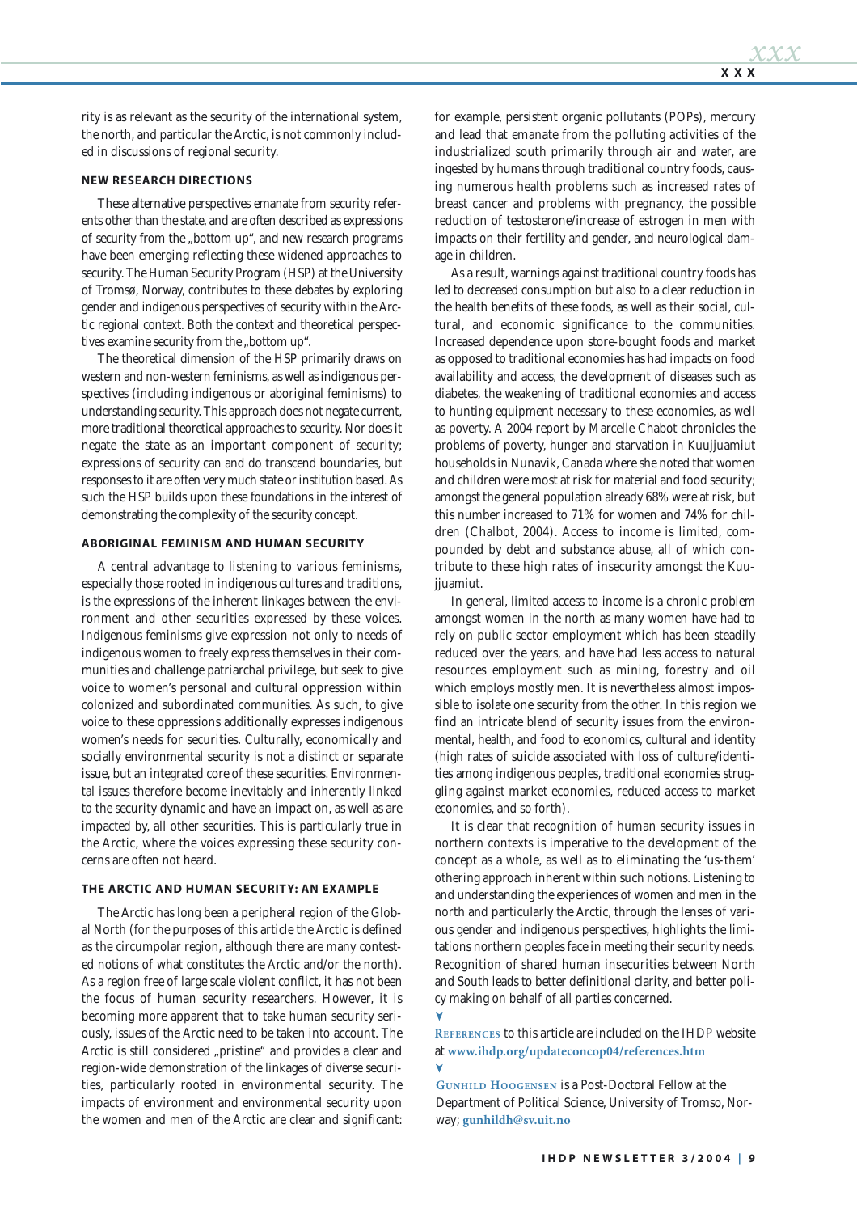rity is as relevant as the security of the international system, the north, and particular the Arctic, is not commonly included in discussions of regional security.

## NEW RESEARCH DIRECTIONS

These alternative perspectives emanate from security referents other than the state, and are often described as expressions of security from the „bottom up", and new research programs have been emerging reflecting these widened approaches to security. The Human Security Program (HSP) at the University of Tromsø, Norway, contributes to these debates by exploring gender and indigenous perspectives of security within the Arctic regional context. Both the context and theoretical perspectives examine security from the „bottom up".

The theoretical dimension of the HSP primarily draws on western and non-western feminisms, as well as indigenous perspectives (including indigenous or aboriginal feminisms) to understanding security. This approach does not negate current, more traditional theoretical approaches to security. Nor does it negate the state as an important component of security; expressions of security can and do transcend boundaries, but responses to it are often very much state or institution based. As such the HSP builds upon these foundations in the interest of demonstrating the complexity of the security concept.

## ABORIGINAL FEMINISM AND HUMAN SECURITY

A central advantage to listening to various feminisms, especially those rooted in indigenous cultures and traditions, is the expressions of the inherent linkages between the environment and other securities expressed by these voices. Indigenous feminisms give expression not only to needs of indigenous women to freely express themselves in their communities and challenge patriarchal privilege, but seek to give voice to women's personal and cultural oppression within colonized and subordinated communities. As such, to give voice to these oppressions additionally expresses indigenous women's needs for securities. Culturally, economically and socially environmental security is not a distinct or separate issue, but an integrated core of these securities. Environmental issues therefore become inevitably and inherently linked to the security dynamic and have an impact on, as well as are impacted by, all other securities. This is particularly true in the Arctic, where the voices expressing these security concerns are often not heard.

## THE ARCTIC AND HUMAN SECURITY: AN EXAMPLE

The Arctic has long been a peripheral region of the Global North (for the purposes of this article the Arctic is defined as the circumpolar region, although there are many contested notions of what constitutes the Arctic and/or the north). As a region free of large scale violent conflict, it has not been the focus of human security researchers. However, it is becoming more apparent that to take human security seriously, issues of the Arctic need to be taken into account. The Arctic is still considered „pristine" and provides a clear and region-wide demonstration of the linkages of diverse securities, particularly rooted in environmental security. The impacts of environment and environmental security upon the women and men of the Arctic are clear and significant: for example, persistent organic pollutants (POPs), mercury and lead that emanate from the polluting activities of the industrialized south primarily through air and water, are ingested by humans through traditional country foods, causing numerous health problems such as increased rates of breast cancer and problems with pregnancy, the possible reduction of testosterone/increase of estrogen in men with impacts on their fertility and gender, and neurological damage in children.

As a result, warnings against traditional country foods has led to decreased consumption but also to a clear reduction in the health benefits of these foods, as well as their social, cultural, and economic significance to the communities. Increased dependence upon store-bought foods and market as opposed to traditional economies has had impacts on food availability and access, the development of diseases such as diabetes, the weakening of traditional economies and access to hunting equipment necessary to these economies, as well as poverty. A 2004 report by Marcelle Chabot chronicles the problems of poverty, hunger and starvation in Kuujjuamiut households in Nunavik, Canada where she noted that women and children were most at risk for material and food security; amongst the general population already 68% were at risk, but this number increased to 71% for women and 74% for children (Chalbot, 2004). Access to income is limited, compounded by debt and substance abuse, all of which contribute to these high rates of insecurity amongst the Kuujjuamiut.

In general, limited access to income is a chronic problem amongst women in the north as many women have had to rely on public sector employment which has been steadily reduced over the years, and have had less access to natural resources employment such as mining, forestry and oil which employs mostly men. It is nevertheless almost impossible to isolate one security from the other. In this region we find an intricate blend of security issues from the environmental, health, and food to economics, cultural and identity (high rates of suicide associated with loss of culture/identities among indigenous peoples, traditional economies struggling against market economies, reduced access to market economies, and so forth).

It is clear that recognition of human security issues in northern contexts is imperative to the development of the concept as a whole, as well as to eliminating the 'us-them' othering approach inherent within such notions. Listening to and understanding the experiences of women and men in the north and particularly the Arctic, through the lenses of various gender and indigenous perspectives, highlights the limitations northern peoples face in meeting their security needs. Recognition of shared human insecurities between North and South leads to better definitional clarity, and better policy making on behalf of all parties concerned.

**REFERENCES** to this article are included on the IHDP website at **www.ihdp.org/updateconcop04/references.htm**

**GUNHILD HOOGENSEN** is a Post-Doctoral Fellow at the Department of Political Science, University of Tromso, Norway; **gunhildh@sv.uit.no**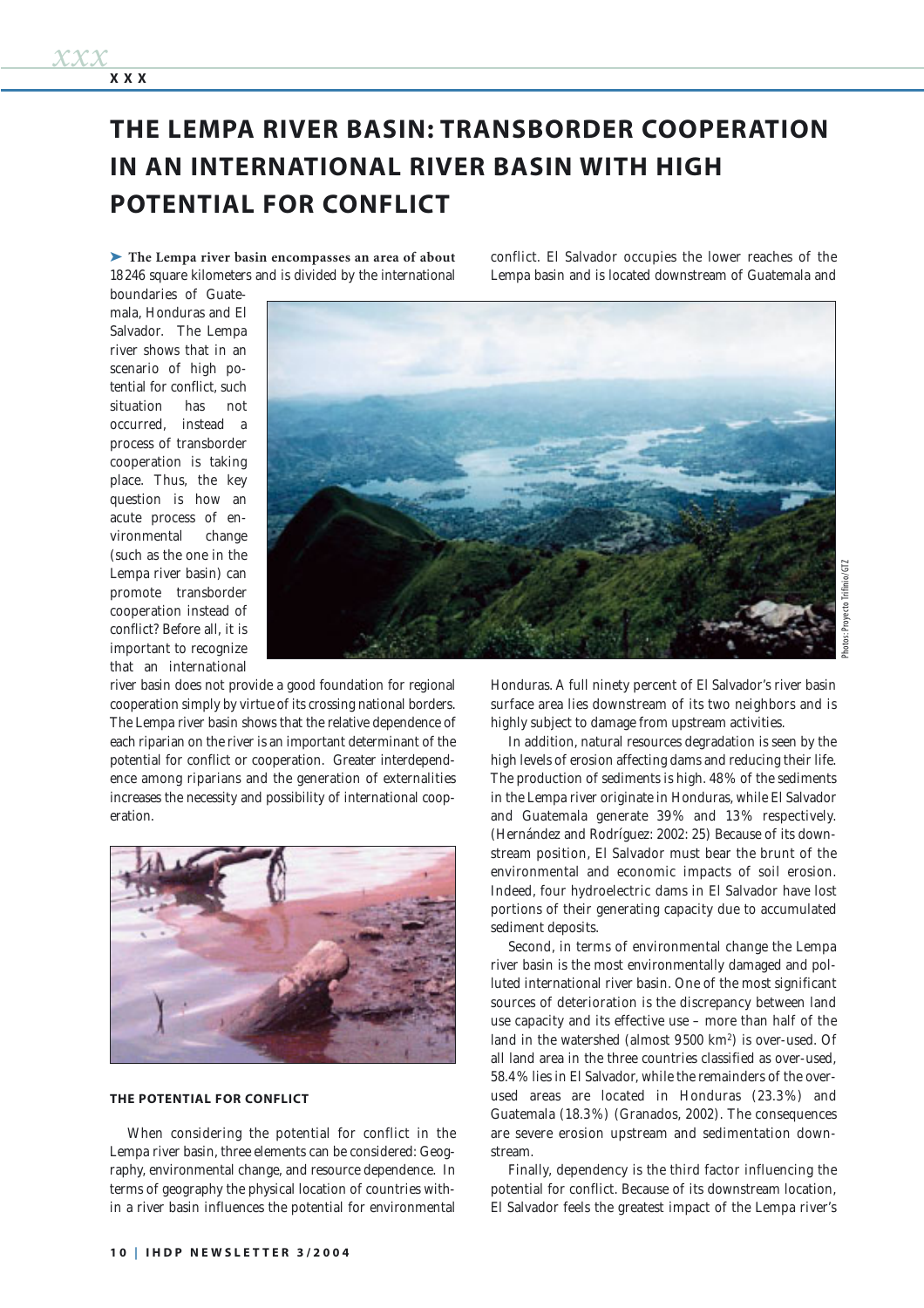# THE LEMPA RIVER BASIN: TRANSBORDER COOPERATION IN AN INTERNATIONAL RIVER BASIN WITH HIGH POTENTIAL FOR CONFLICT

**The Lempa river basin encompasses an area of about** 18 246 square kilometers and is divided by the international boundaries of Guatemala, Honduras and El Salvador. The Lempa river shows that in an scenario of high potential for conflict, such situation has not occurred, instead a process of transborder cooperation is taking place. Thus, the key question is how an acute process of environmental change (such as the one in the Lempa river basin) can promote transborder cooperation instead of conflict? Before all, it is important to recognize that an international river basin does not provide a good foundation for regional cooperation simply by virtue of its crossing national borders. The Lempa river basin shows that the relative dependence of each riparian on the river is an important determinant of the potential for conflict or cooperation. Greater interdependence among riparians and the generation of externalities increases the necessity and possibility of international cooperation.

Photos: Proyecto Trifinio/GTZ

### THE POTENTIAL FOR CONFLICT

When considering the potential for conflict in the Lempa river basin, three elements can be considered: Geography, environmental change, and resource dependence. In terms of geography the physical location of countries within a river basin influences the potential for environmental conflict. El Salvador occupies the lower reaches of the Lempa basin and is located downstream of Guatemala and Honduras. A full ninety percent of El Salvador's river basin surface area lies downstream of its two neighbors and is highly subject to damage from upstream activities.

In addition, natural resources degradation is seen by the high levels of erosion affecting dams and reducing their life. The production of sediments is high. 48% of the sediments in the Lempa river originate in Honduras, while El Salvador and Guatemala generate 39% and 13% respectively. (Hernández and Rodríguez: 2002: 25) Because of its downstream position, El Salvador must bear the brunt of the environmental and economic impacts of soil erosion. Indeed, four hydroelectric dams in El Salvador have lost portions of their generating capacity due to accumulated sediment deposits.

Second, in terms of environmental change the Lempa river basin is the most environmentally damaged and polluted international river basin. One of the most significant sources of deterioration is the discrepancy between land use capacity and its effective use – more than half of the land in the watershed (almost 9500 km$^2$) is over-used. Of all land area in the three countries classified as over-used, 58.4% lies in El Salvador, while the remainders of the over-used areas are located in Honduras (23.3%) and Guatemala (18.3%) (Granados, 2002). The consequences are severe erosion upstream and sedimentation downstream.

Finally, dependency is the third factor influencing the potential for conflict. Because of its downstream location, El Salvador feels the greatest impact of the Lempa river's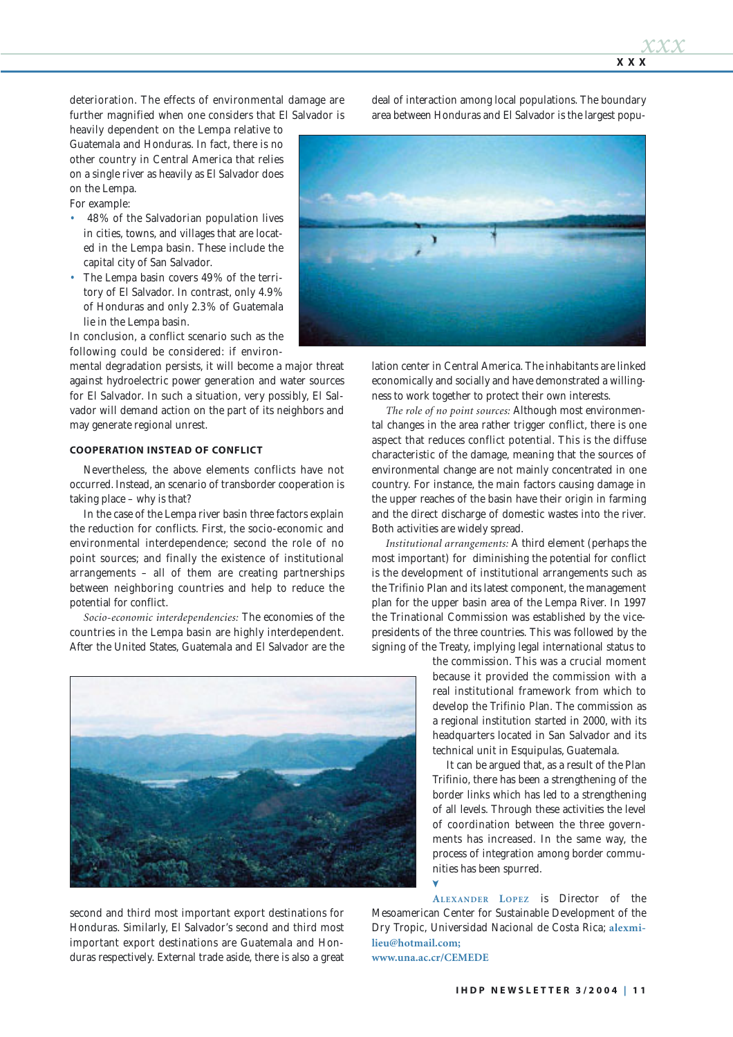deterioration. The effects of environmental damage are further magnified when one considers that El Salvador is heavily dependent on the Lempa relative to Guatemala and Honduras. In fact, there is no other country in Central America that relies on a single river as heavily as El Salvador does on the Lempa.

For example:

- 48% of the Salvadorian population lives in cities, towns, and villages that are located in the Lempa basin. These include the capital city of San Salvador.
- The Lempa basin covers 49% of the territory of El Salvador. In contrast, only 4.9% of Honduras and only 2.3% of Guatemala lie in the Lempa basin.

In conclusion, a conflict scenario such as the following could be considered: if environmental degradation persists, it will become a major threat against hydroelectric power generation and water sources for El Salvador. In such a situation, very possibly, El Salvador will demand action on the part of its neighbors and may generate regional unrest.

### COOPERATION INSTEAD OF CONFLICT

Nevertheless, the above elements conflicts have not occurred. Instead, an scenario of transborder cooperation is taking place – why is that?

In the case of the Lempa river basin three factors explain the reduction for conflicts. First, the socio-economic and environmental interdependence; second the role of no point sources; and finally the existence of institutional arrangements – all of them are creating partnerships between neighboring countries and help to reduce the potential for conflict.

*Socio-economic interdependencies:* The economies of the countries in the Lempa basin are highly interdependent. After the United States, Guatemala and El Salvador are the second and third most important export destinations for Honduras. Similarly, El Salvador's second and third most important export destinations are Guatemala and Honduras respectively. External trade aside, there is also a great deal of interaction among local populations. The boundary area between Honduras and El Salvador is the largest population center in Central America. The inhabitants are linked economically and socially and have demonstrated a willingness to work together to protect their own interests.

*The role of no point sources:* Although most environmental changes in the area rather trigger conflict, there is one aspect that reduces conflict potential. This is the diffuse characteristic of the damage, meaning that the sources of environmental change are not mainly concentrated in one country. For instance, the main factors causing damage in the upper reaches of the basin have their origin in farming and the direct discharge of domestic wastes into the river. Both activities are widely spread.

*Institutional arrangements:* A third element (perhaps the most important) for diminishing the potential for conflict is the development of institutional arrangements such as the Trifinio Plan and its latest component, the management plan for the upper basin area of the Lempa River. In 1997 the Trinational Commission was established by the vice-presidents of the three countries. This was followed by the signing of the Treaty, implying legal international status to the commission. This was a crucial moment because it provided the commission with a real institutional framework from which to develop the Trifinio Plan. The commission as a regional institution started in 2000, with its headquarters located in San Salvador and its technical unit in Esquipulas, Guatemala.

It can be argued that, as a result of the Plan Trifinio, there has been a strengthening of the border links which has led to a strengthening of all levels. Through these activities the level of coordination between the three governments has increased. In the same way, the process of integration among border communities has been spurred.

**Alexander Lopez** is Director of the Mesoamerican Center for Sustainable Development of the Dry Tropic, Universidad Nacional de Costa Rica; **alexmilieu@hotmail.com; www.una.ac.cr/CEMEDE**